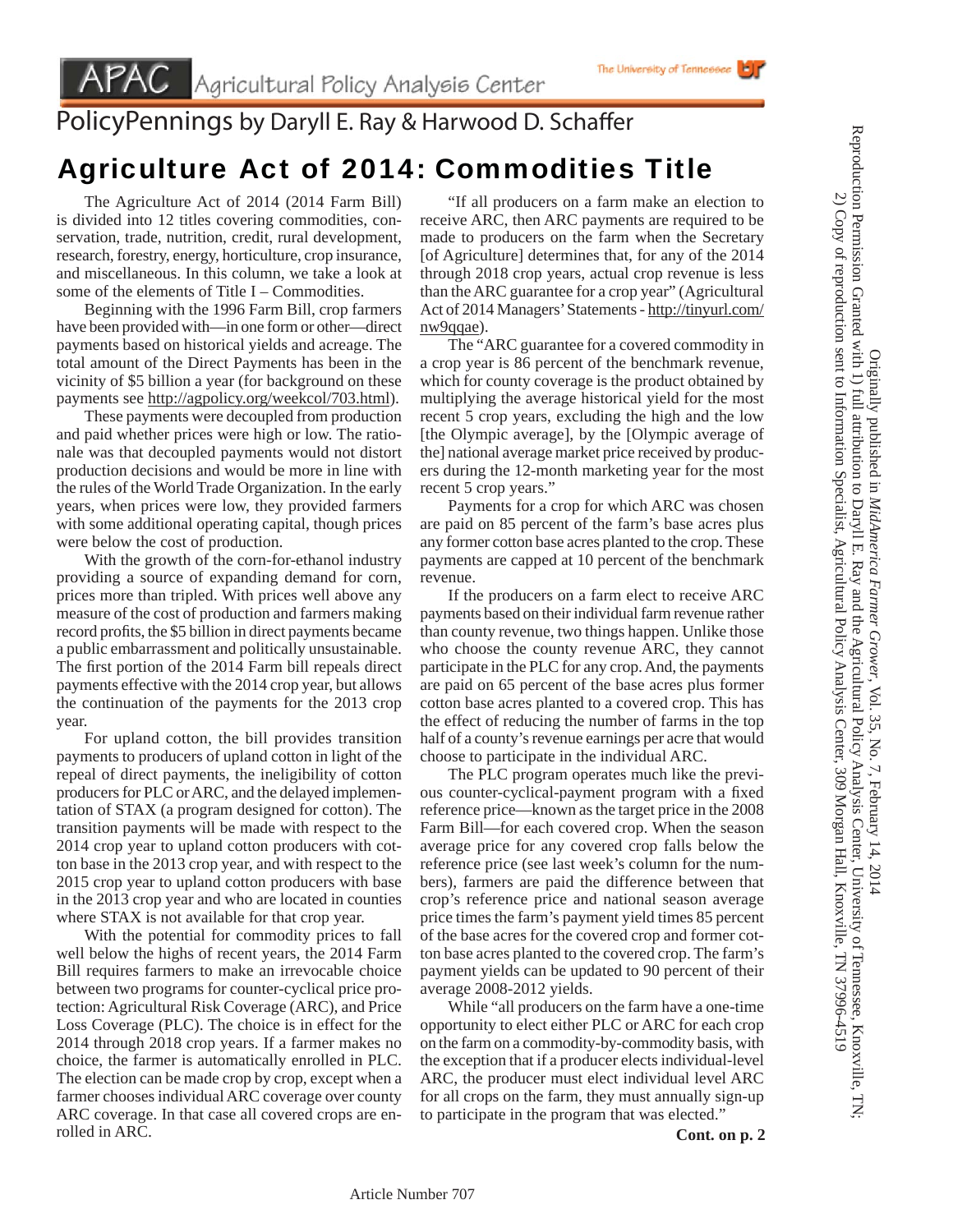APAC Agricultural Policy Analysis Center — The University of Tennessee

PolicyPennings by Daryll E. Ray & Harwood D. Schaffer

# Agriculture Act of 2014: Commodities Title

The Agriculture Act of 2014 (2014 Farm Bill) is divided into 12 titles covering commodities, conservation, trade, nutrition, credit, rural development, research, forestry, energy, horticulture, crop insurance, and miscellaneous. In this column, we take a look at some of the elements of Title I – Commodities.

Beginning with the 1996 Farm Bill, crop farmers have been provided with—in one form or other—direct payments based on historical yields and acreage. The total amount of the Direct Payments has been in the vicinity of $5 billion a year (for background on these payments see http://agpolicy.org/weekcol/703.html).

These payments were decoupled from production and paid whether prices were high or low. The rationale was that decoupled payments would not distort production decisions and would be more in line with the rules of the World Trade Organization. In the early years, when prices were low, they provided farmers with some additional operating capital, though prices were below the cost of production.

With the growth of the corn-for-ethanol industry providing a source of expanding demand for corn, prices more than tripled. With prices well above any measure of the cost of production and farmers making record profits, the $5 billion in direct payments became a public embarrassment and politically unsustainable. The first portion of the 2014 Farm bill repeals direct payments effective with the 2014 crop year, but allows the continuation of the payments for the 2013 crop year.

For upland cotton, the bill provides transition payments to producers of upland cotton in light of the repeal of direct payments, the ineligibility of cotton producers for PLC or ARC, and the delayed implementation of STAX (a program designed for cotton). The transition payments will be made with respect to the 2014 crop year to upland cotton producers with cotton base in the 2013 crop year, and with respect to the 2015 crop year to upland cotton producers with base in the 2013 crop year and who are located in counties where STAX is not available for that crop year.

With the potential for commodity prices to fall well below the highs of recent years, the 2014 Farm Bill requires farmers to make an irrevocable choice between two programs for counter-cyclical price protection: Agricultural Risk Coverage (ARC), and Price Loss Coverage (PLC). The choice is in effect for the 2014 through 2018 crop years. If a farmer makes no choice, the farmer is automatically enrolled in PLC. The election can be made crop by crop, except when a farmer chooses individual ARC coverage over county ARC coverage. In that case all covered crops are enrolled in ARC.

"If all producers on a farm make an election to receive ARC, then ARC payments are required to be made to producers on the farm when the Secretary [of Agriculture] determines that, for any of the 2014 through 2018 crop years, actual crop revenue is less than the ARC guarantee for a crop year" (Agricultural Act of 2014 Managers' Statements - http://tinyurl.com/nw9qqae).

The "ARC guarantee for a covered commodity in a crop year is 86 percent of the benchmark revenue, which for county coverage is the product obtained by multiplying the average historical yield for the most recent 5 crop years, excluding the high and the low [the Olympic average], by the [Olympic average of the] national average market price received by producers during the 12-month marketing year for the most recent 5 crop years."

Payments for a crop for which ARC was chosen are paid on 85 percent of the farm's base acres plus any former cotton base acres planted to the crop. These payments are capped at 10 percent of the benchmark revenue.

If the producers on a farm elect to receive ARC payments based on their individual farm revenue rather than county revenue, two things happen. Unlike those who choose the county revenue ARC, they cannot participate in the PLC for any crop. And, the payments are paid on 65 percent of the base acres plus former cotton base acres planted to a covered crop. This has the effect of reducing the number of farms in the top half of a county's revenue earnings per acre that would choose to participate in the individual ARC.

The PLC program operates much like the previous counter-cyclical-payment program with a fixed reference price—known as the target price in the 2008 Farm Bill—for each covered crop. When the season average price for any covered crop falls below the reference price (see last week's column for the numbers), farmers are paid the difference between that crop's reference price and national season average price times the farm's payment yield times 85 percent of the base acres for the covered crop and former cotton base acres planted to the covered crop. The farm's payment yields can be updated to 90 percent of their average 2008-2012 yields.

While "all producers on the farm have a one-time opportunity to elect either PLC or ARC for each crop on the farm on a commodity-by-commodity basis, with the exception that if a producer elects individual-level ARC, the producer must elect individual level ARC for all crops on the farm, they must annually sign-up to participate in the program that was elected."

**Cont. on p. 2**

Originally published in *MidAmerica Farmer Grower*, Vol. 35, No. 7, February 14, 2014
Reproduction Permission Granted with 1) full attribution to Daryll E. Ray and the Agricultural Policy Analysis Center, University of Tennessee, Knoxville, TN;
2) Copy of reproduction sent to Information Specialist, Agricultural Policy Analysis Center, 309 Morgan Hall, Knoxville, TN 37996-4519

Article Number 707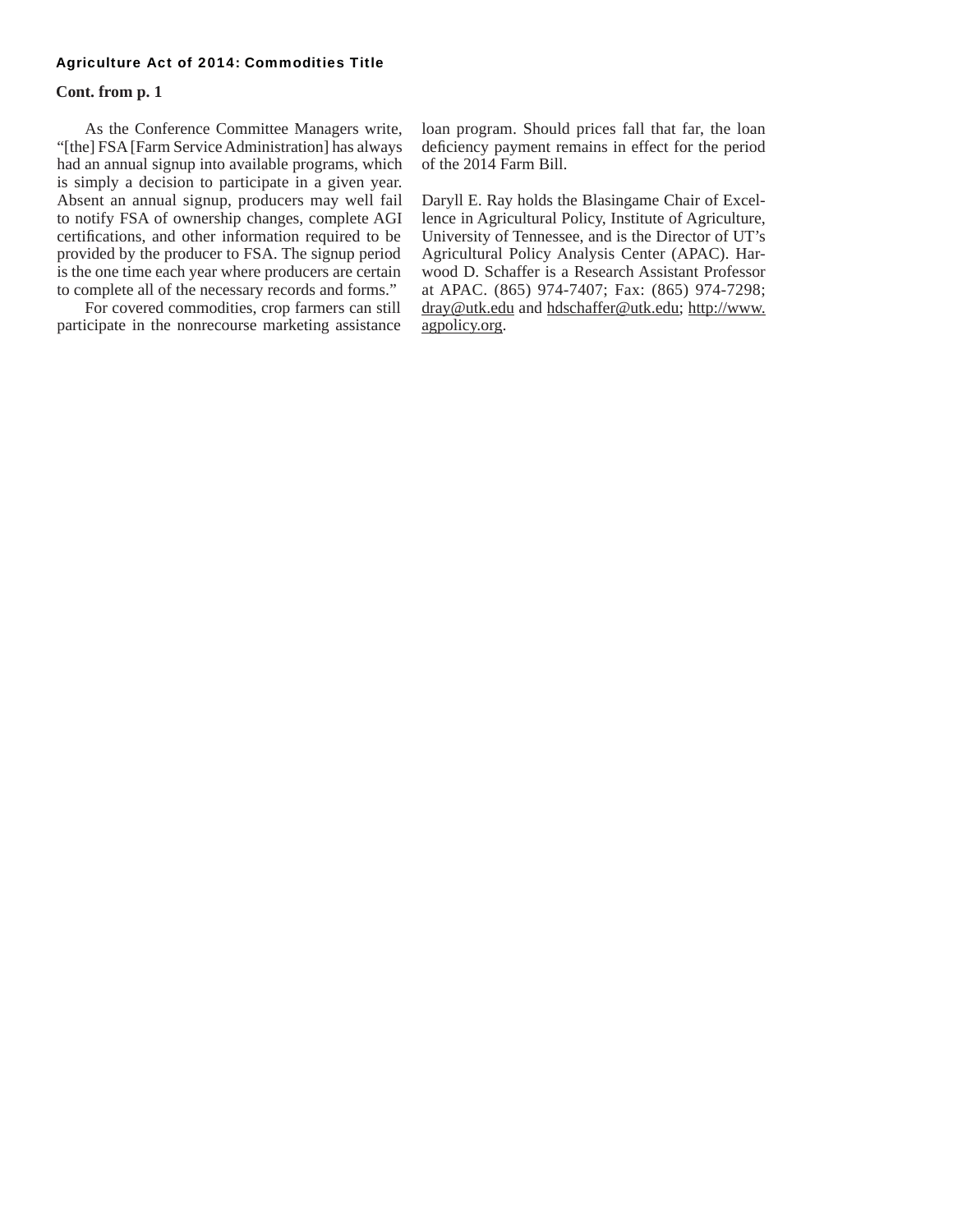**Cont. from p. 1**

As the Conference Committee Managers write, "[the] FSA [Farm Service Administration] has always had an annual signup into available programs, which is simply a decision to participate in a given year. Absent an annual signup, producers may well fail to notify FSA of ownership changes, complete AGI certifications, and other information required to be provided by the producer to FSA. The signup period is the one time each year where producers are certain to complete all of the necessary records and forms."

For covered commodities, crop farmers can still participate in the nonrecourse marketing assistance loan program. Should prices fall that far, the loan deficiency payment remains in effect for the period of the 2014 Farm Bill.

Daryll E. Ray holds the Blasingame Chair of Excellence in Agricultural Policy, Institute of Agriculture, University of Tennessee, and is the Director of UT's Agricultural Policy Analysis Center (APAC). Harwood D. Schaffer is a Research Assistant Professor at APAC. (865) 974-7407; Fax: (865) 974-7298; dray@utk.edu and hdschaffer@utk.edu; http://www.agpolicy.org.